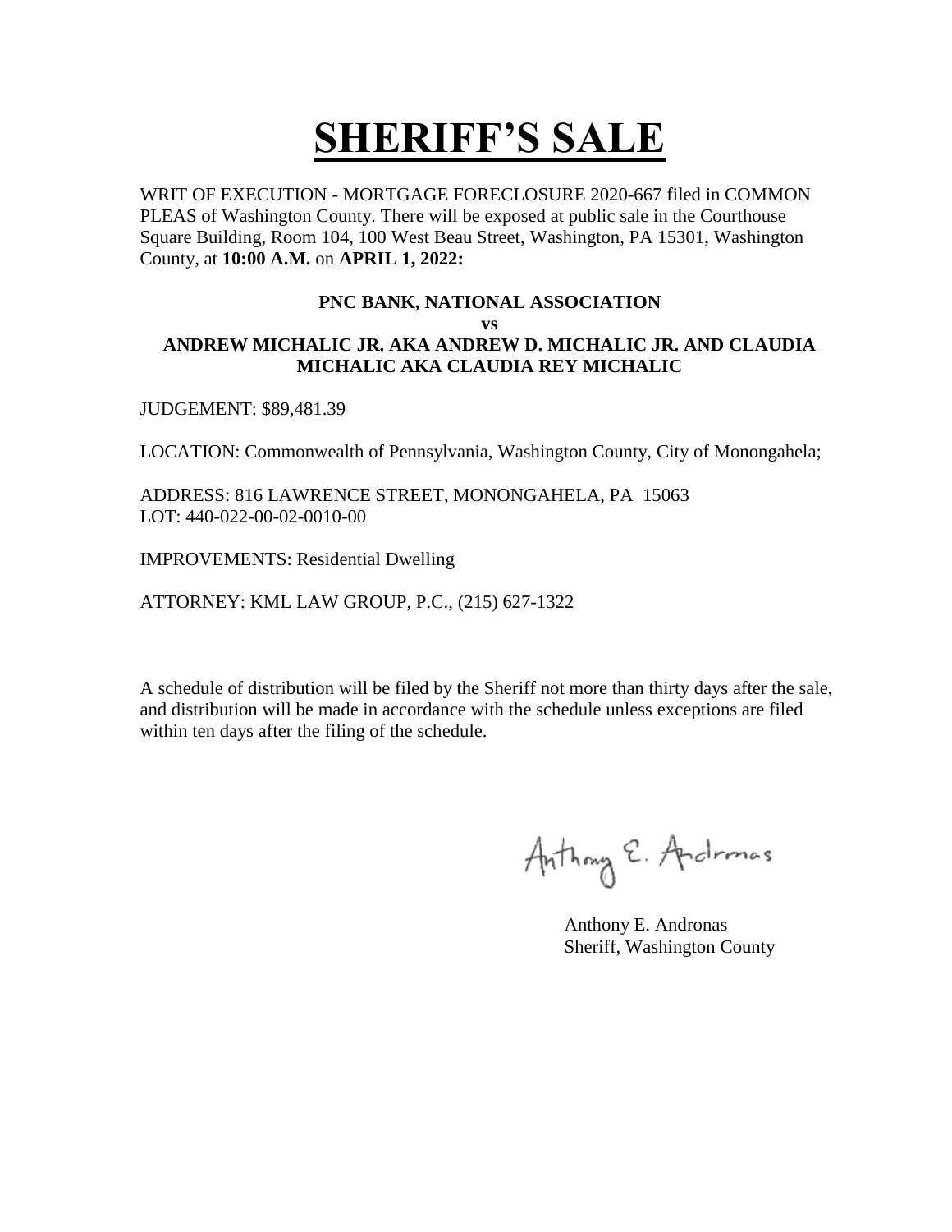# SHERIFF'S SALE

WRIT OF EXECUTION - MORTGAGE FORECLOSURE 2020-667 filed in COMMON PLEAS of Washington County. There will be exposed at public sale in the Courthouse Square Building, Room 104, 100 West Beau Street, Washington, PA 15301, Washington County, at **10:00 A.M.** on **APRIL 1, 2022:**

**PNC BANK, NATIONAL ASSOCIATION**
**vs**
**ANDREW MICHALIC JR. AKA ANDREW D. MICHALIC JR. AND CLAUDIA MICHALIC AKA CLAUDIA REY MICHALIC**

JUDGEMENT: $89,481.39

LOCATION: Commonwealth of Pennsylvania, Washington County, City of Monongahela;

ADDRESS: 816 LAWRENCE STREET, MONONGAHELA, PA 15063
LOT: 440-022-00-02-0010-00

IMPROVEMENTS: Residential Dwelling

ATTORNEY: KML LAW GROUP, P.C., (215) 627-1322

A schedule of distribution will be filed by the Sheriff not more than thirty days after the sale, and distribution will be made in accordance with the schedule unless exceptions are filed within ten days after the filing of the schedule.

Anthony E. Andronas

Anthony E. Andronas
Sheriff, Washington County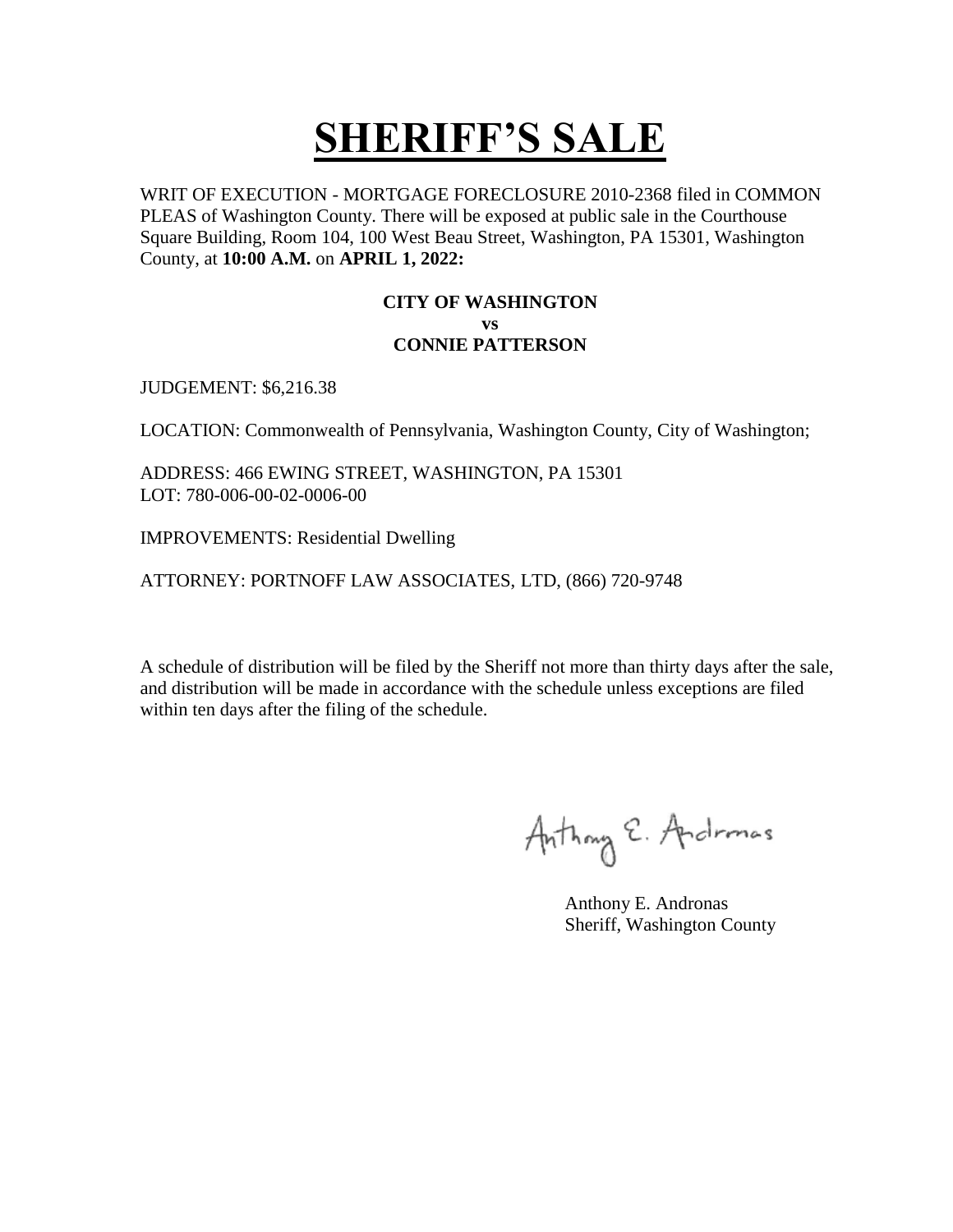# SHERIFF'S SALE

WRIT OF EXECUTION - MORTGAGE FORECLOSURE 2010-2368 filed in COMMON PLEAS of Washington County. There will be exposed at public sale in the Courthouse Square Building, Room 104, 100 West Beau Street, Washington, PA 15301, Washington County, at **10:00 A.M.** on **APRIL 1, 2022:**

**CITY OF WASHINGTON**
**vs**
**CONNIE PATTERSON**

JUDGEMENT: $6,216.38

LOCATION: Commonwealth of Pennsylvania, Washington County, City of Washington;

ADDRESS: 466 EWING STREET, WASHINGTON, PA 15301
LOT: 780-006-00-02-0006-00

IMPROVEMENTS: Residential Dwelling

ATTORNEY: PORTNOFF LAW ASSOCIATES, LTD, (866) 720-9748

A schedule of distribution will be filed by the Sheriff not more than thirty days after the sale, and distribution will be made in accordance with the schedule unless exceptions are filed within ten days after the filing of the schedule.

Anthony E. Andronas

Anthony E. Andronas
Sheriff, Washington County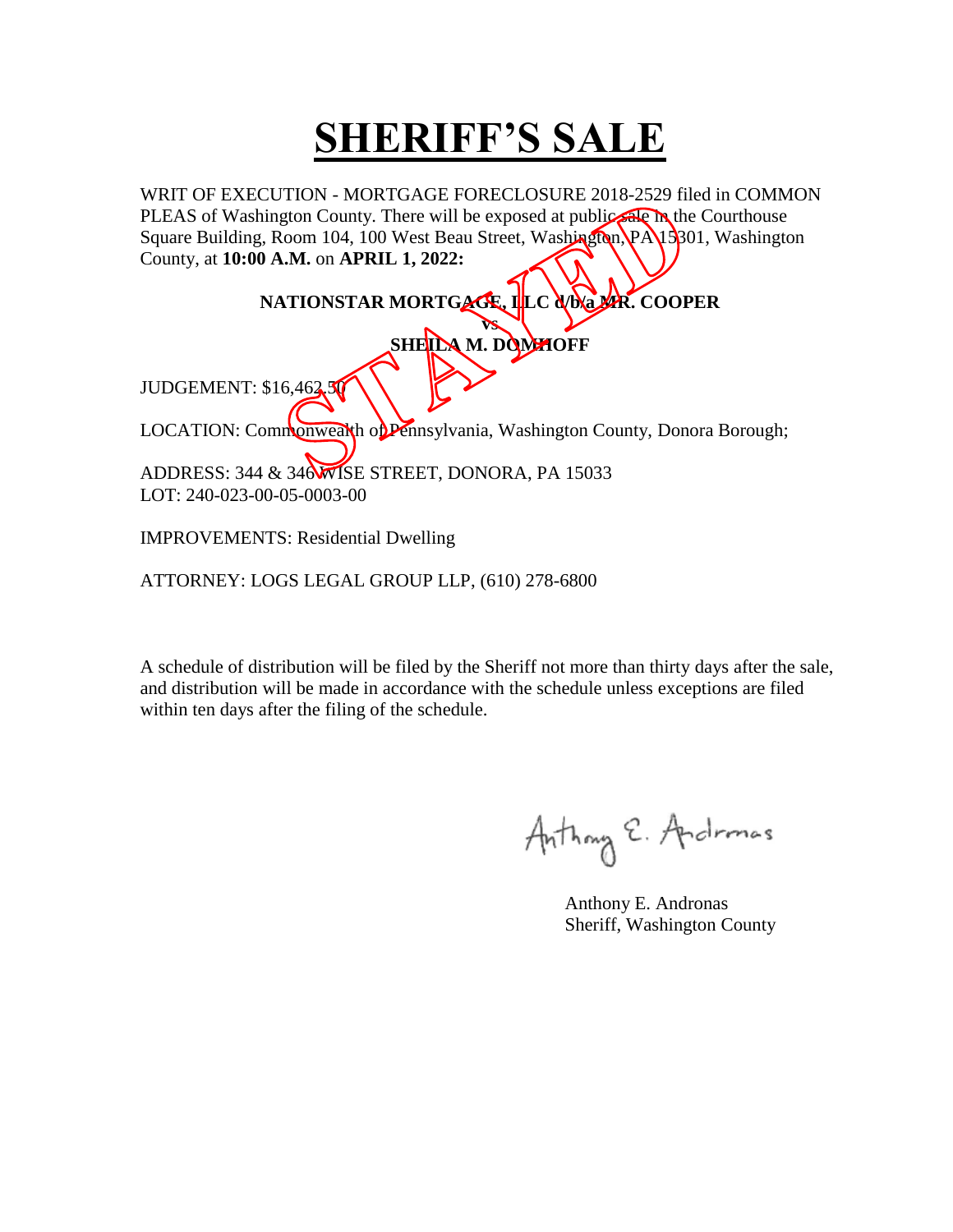# SHERIFF'S SALE

WRIT OF EXECUTION - MORTGAGE FORECLOSURE 2018-2529 filed in COMMON PLEAS of Washington County. There will be exposed at public sale in the Courthouse Square Building, Room 104, 100 West Beau Street, Washington, PA 15301, Washington County, at **10:00 A.M.** on **APRIL 1, 2022:**

STAYED

**NATIONSTAR MORTGAGE, LLC d/b/a MR. COOPER**
**vs**
**SHEILA M. DOMHOFF**

JUDGEMENT: $16,462.50

LOCATION: Commonwealth of Pennsylvania, Washington County, Donora Borough;

ADDRESS: 344 & 346 WISE STREET, DONORA, PA 15033
LOT: 240-023-00-05-0003-00

IMPROVEMENTS: Residential Dwelling

ATTORNEY: LOGS LEGAL GROUP LLP, (610) 278-6800

A schedule of distribution will be filed by the Sheriff not more than thirty days after the sale, and distribution will be made in accordance with the schedule unless exceptions are filed within ten days after the filing of the schedule.

Anthony E. Andronas
Sheriff, Washington County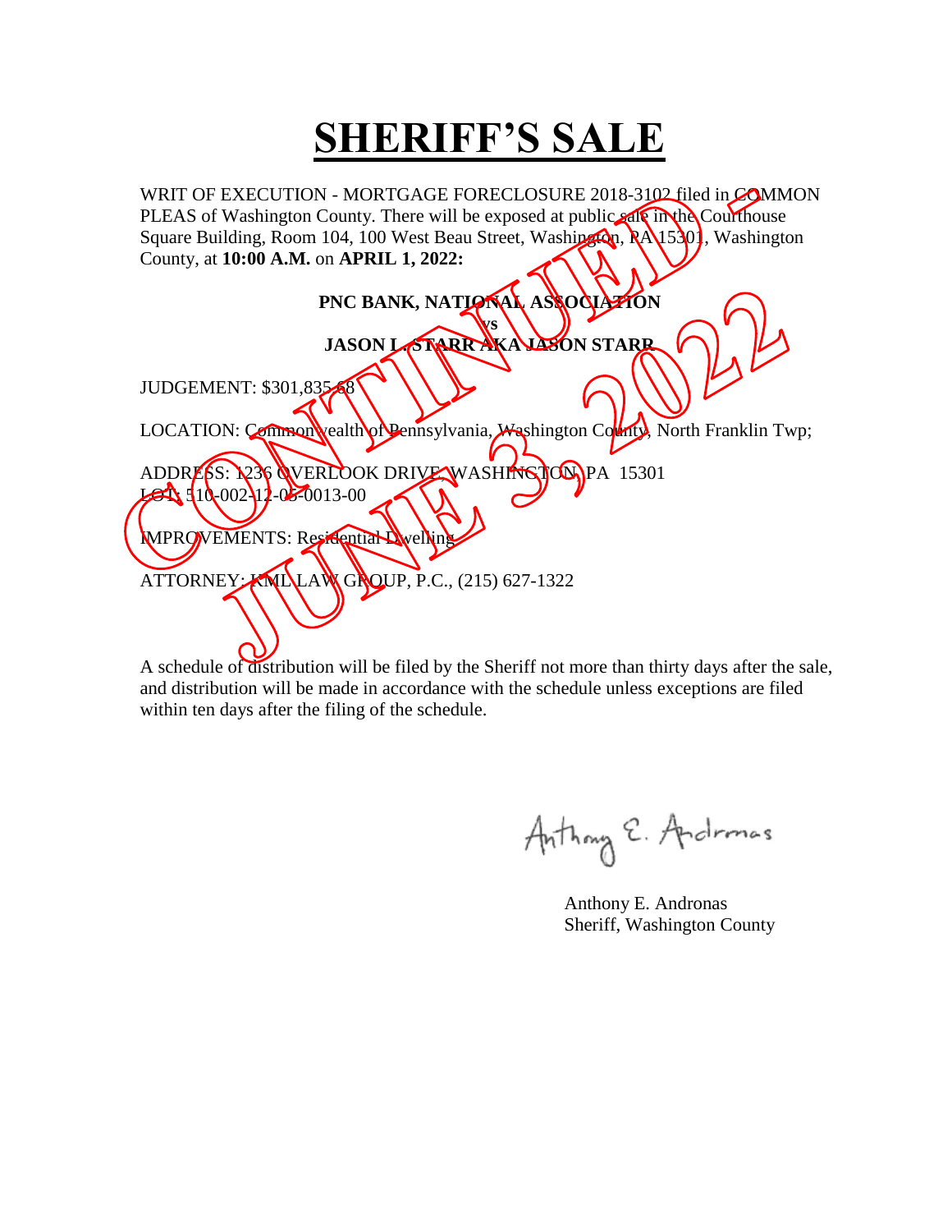# SHERIFF'S SALE

WRIT OF EXECUTION - MORTGAGE FORECLOSURE 2018-3102 filed in COMMON PLEAS of Washington County. There will be exposed at public sale in the Courthouse Square Building, Room 104, 100 West Beau Street, Washington, PA 15301, Washington County, at **10:00 A.M.** on **APRIL 1, 2022:**

**PNC BANK, NATIONAL ASSOCIATION**

**vs**

**JASON L. STARR AKA JASON STARR**

JUDGEMENT: $301,835.68

LOCATION: Commonwealth of Pennsylvania, Washington County, North Franklin Twp;

ADDRESS: 1236 OVERLOOK DRIVE, WASHINGTON, PA 15301
LOT: 510-002-12-05-0013-00

IMPROVEMENTS: Residential Dwelling

ATTORNEY: KML LAW GROUP, P.C., (215) 627-1322

CONTINUED JUNE 3, 2022

A schedule of distribution will be filed by the Sheriff not more than thirty days after the sale, and distribution will be made in accordance with the schedule unless exceptions are filed within ten days after the filing of the schedule.

Anthony E. Andronas
Sheriff, Washington County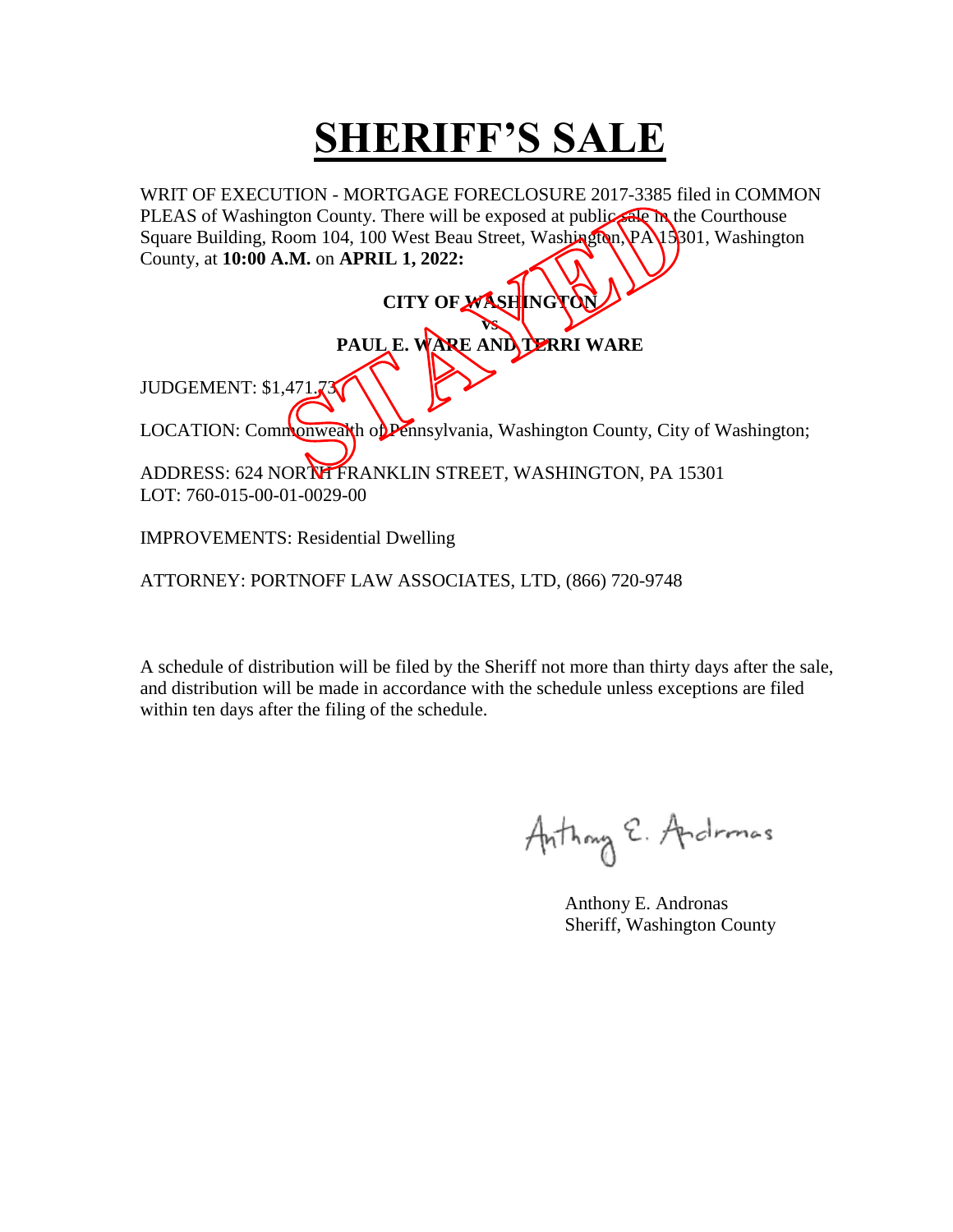# SHERIFF'S SALE

WRIT OF EXECUTION - MORTGAGE FORECLOSURE 2017-3385 filed in COMMON PLEAS of Washington County. There will be exposed at public sale in the Courthouse Square Building, Room 104, 100 West Beau Street, Washington, PA 15301, Washington County, at **10:00 A.M.** on **APRIL 1, 2022:**

STAYED

**CITY OF WASHINGTON**

**vs**

**PAUL E. WARE AND TERRI WARE**

JUDGEMENT: $1,471.73

LOCATION: Commonwealth of Pennsylvania, Washington County, City of Washington;

ADDRESS: 624 NORTH FRANKLIN STREET, WASHINGTON, PA 15301
LOT: 760-015-00-01-0029-00

IMPROVEMENTS: Residential Dwelling

ATTORNEY: PORTNOFF LAW ASSOCIATES, LTD, (866) 720-9748

A schedule of distribution will be filed by the Sheriff not more than thirty days after the sale, and distribution will be made in accordance with the schedule unless exceptions are filed within ten days after the filing of the schedule.

Anthony E. Andronas

Anthony E. Andronas
Sheriff, Washington County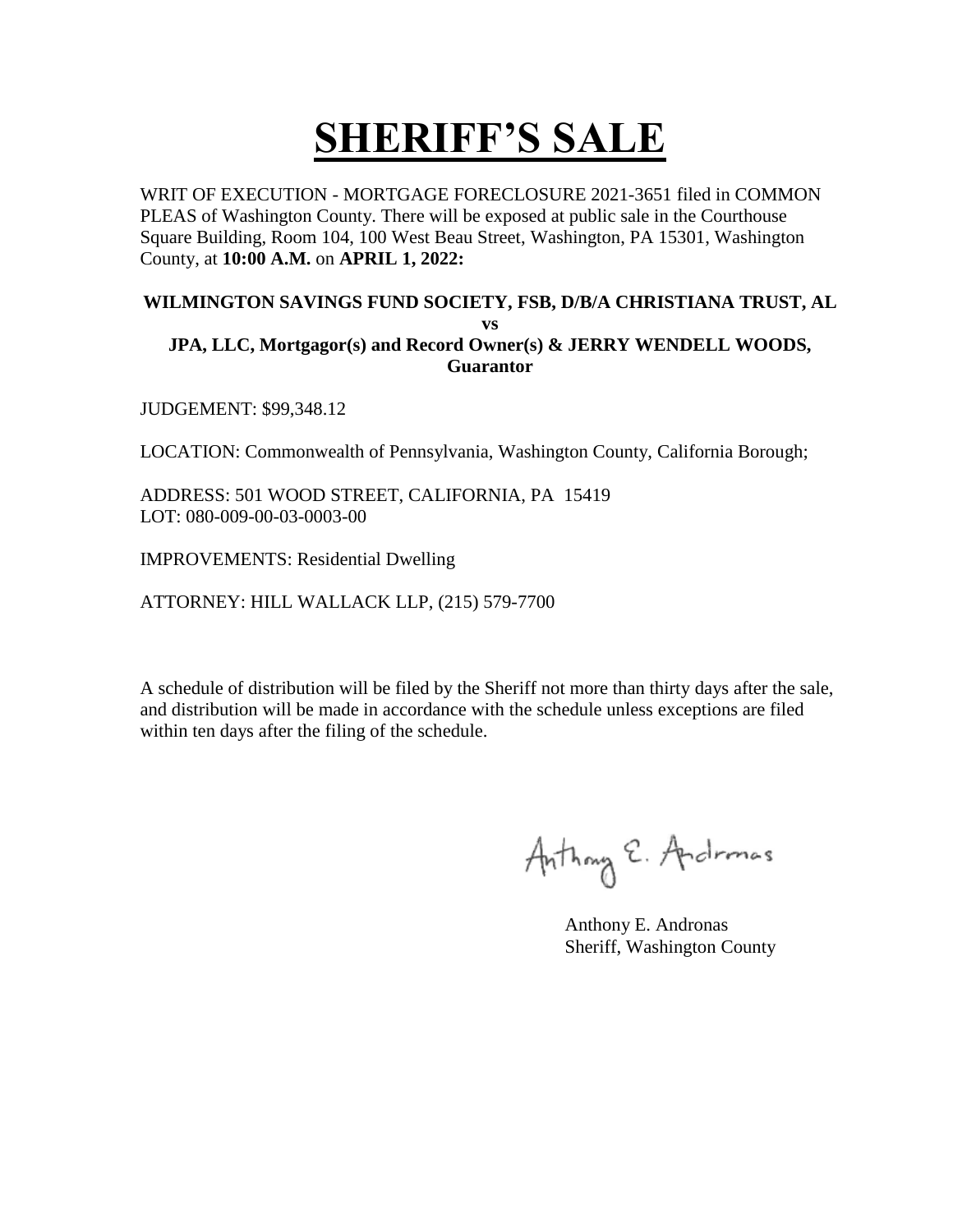# SHERIFF'S SALE

WRIT OF EXECUTION - MORTGAGE FORECLOSURE 2021-3651 filed in COMMON PLEAS of Washington County. There will be exposed at public sale in the Courthouse Square Building, Room 104, 100 West Beau Street, Washington, PA 15301, Washington County, at **10:00 A.M.** on **APRIL 1, 2022:**

**WILMINGTON SAVINGS FUND SOCIETY, FSB, D/B/A CHRISTIANA TRUST, AL**
**vs**
**JPA, LLC, Mortgagor(s) and Record Owner(s) & JERRY WENDELL WOODS, Guarantor**

JUDGEMENT: $99,348.12

LOCATION: Commonwealth of Pennsylvania, Washington County, California Borough;

ADDRESS: 501 WOOD STREET, CALIFORNIA, PA 15419
LOT: 080-009-00-03-0003-00

IMPROVEMENTS: Residential Dwelling

ATTORNEY: HILL WALLACK LLP, (215) 579-7700

A schedule of distribution will be filed by the Sheriff not more than thirty days after the sale, and distribution will be made in accordance with the schedule unless exceptions are filed within ten days after the filing of the schedule.

Anthony E. Andronas

Anthony E. Andronas
Sheriff, Washington County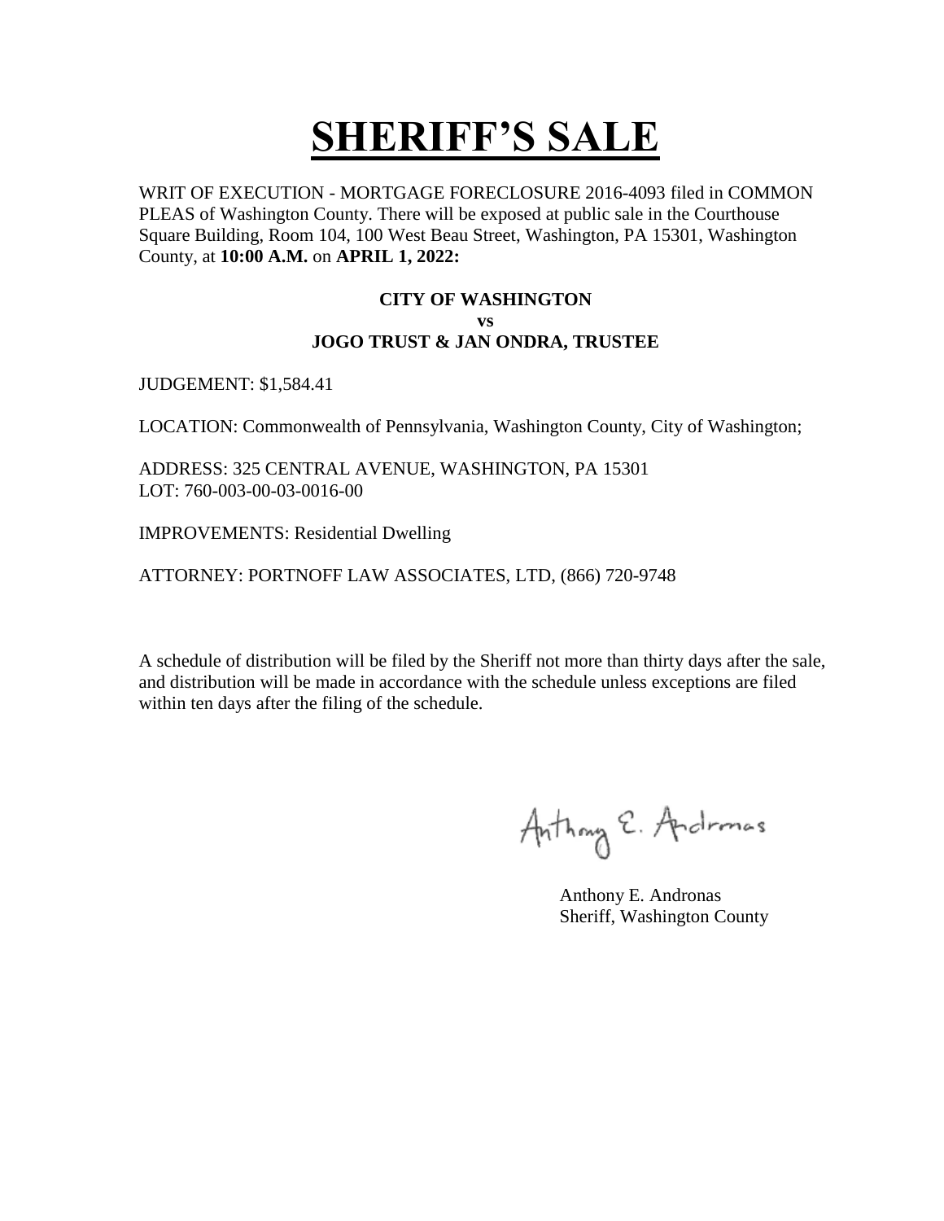# SHERIFF'S SALE

WRIT OF EXECUTION - MORTGAGE FORECLOSURE 2016-4093 filed in COMMON PLEAS of Washington County. There will be exposed at public sale in the Courthouse Square Building, Room 104, 100 West Beau Street, Washington, PA 15301, Washington County, at **10:00 A.M.** on **APRIL 1, 2022:**

**CITY OF WASHINGTON**
**vs**
**JOGO TRUST & JAN ONDRA, TRUSTEE**

JUDGEMENT: $1,584.41

LOCATION: Commonwealth of Pennsylvania, Washington County, City of Washington;

ADDRESS: 325 CENTRAL AVENUE, WASHINGTON, PA 15301
LOT: 760-003-00-03-0016-00

IMPROVEMENTS: Residential Dwelling

ATTORNEY: PORTNOFF LAW ASSOCIATES, LTD, (866) 720-9748

A schedule of distribution will be filed by the Sheriff not more than thirty days after the sale, and distribution will be made in accordance with the schedule unless exceptions are filed within ten days after the filing of the schedule.

Anthony E. Andronas

Anthony E. Andronas
Sheriff, Washington County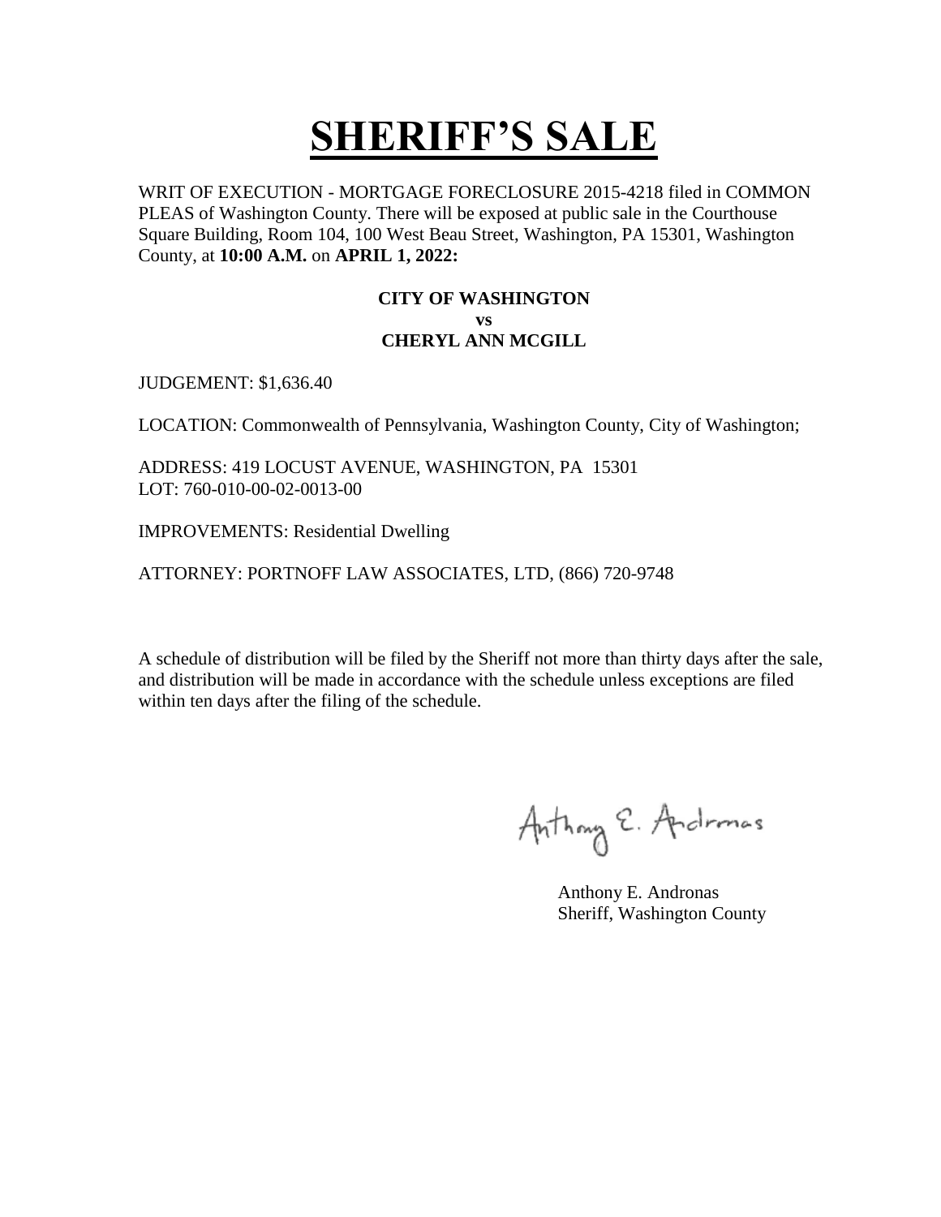# SHERIFF'S SALE

WRIT OF EXECUTION - MORTGAGE FORECLOSURE 2015-4218 filed in COMMON PLEAS of Washington County. There will be exposed at public sale in the Courthouse Square Building, Room 104, 100 West Beau Street, Washington, PA 15301, Washington County, at **10:00 A.M.** on **APRIL 1, 2022:**

**CITY OF WASHINGTON**
**vs**
**CHERYL ANN MCGILL**

JUDGEMENT: $1,636.40

LOCATION: Commonwealth of Pennsylvania, Washington County, City of Washington;

ADDRESS: 419 LOCUST AVENUE, WASHINGTON, PA 15301
LOT: 760-010-00-02-0013-00

IMPROVEMENTS: Residential Dwelling

ATTORNEY: PORTNOFF LAW ASSOCIATES, LTD, (866) 720-9748

A schedule of distribution will be filed by the Sheriff not more than thirty days after the sale, and distribution will be made in accordance with the schedule unless exceptions are filed within ten days after the filing of the schedule.

Anthony E. Andronas

Anthony E. Andronas
Sheriff, Washington County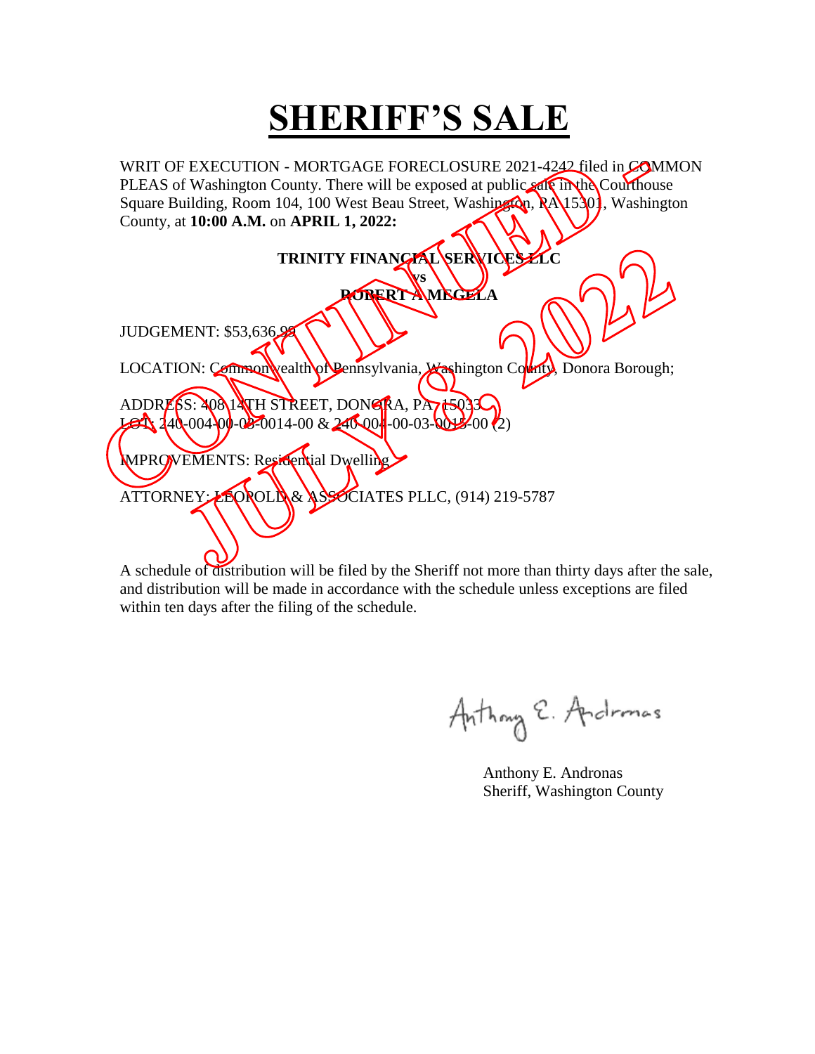# SHERIFF'S SALE

WRIT OF EXECUTION - MORTGAGE FORECLOSURE 2021-4242 filed in COMMON PLEAS of Washington County. There will be exposed at public sale in the Courthouse Square Building, Room 104, 100 West Beau Street, Washington, PA 15301, Washington County, at **10:00 A.M.** on **APRIL 1, 2022:**

**TRINITY FINANCIAL SERVICES LLC**
**vs**
**ROBERT A MEGELA**

JUDGEMENT: $53,636.99

LOCATION: Commonwealth of Pennsylvania, Washington County, Donora Borough;

ADDRESS: 408 14TH STREET, DONORA, PA 15033
LOT: 240-004-00-03-0014-00 & 240-004-00-03-0015-00 (2)

IMPROVEMENTS: Residential Dwelling

ATTORNEY: LEOPOLD & ASSOCIATES PLLC, (914) 219-5787

CONTINUED JULY 8, 2022

A schedule of distribution will be filed by the Sheriff not more than thirty days after the sale, and distribution will be made in accordance with the schedule unless exceptions are filed within ten days after the filing of the schedule.

Anthony E. Andronas

Anthony E. Andronas
Sheriff, Washington County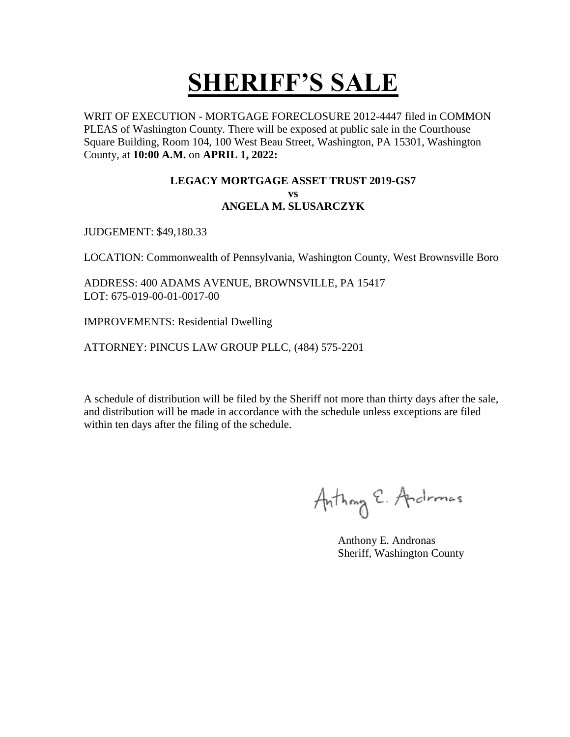# SHERIFF'S SALE

WRIT OF EXECUTION - MORTGAGE FORECLOSURE 2012-4447 filed in COMMON PLEAS of Washington County. There will be exposed at public sale in the Courthouse Square Building, Room 104, 100 West Beau Street, Washington, PA 15301, Washington County, at **10:00 A.M.** on **APRIL 1, 2022:**

**LEGACY MORTGAGE ASSET TRUST 2019-GS7**
**vs**
**ANGELA M. SLUSARCZYK**

JUDGEMENT: $49,180.33

LOCATION: Commonwealth of Pennsylvania, Washington County, West Brownsville Boro

ADDRESS: 400 ADAMS AVENUE, BROWNSVILLE, PA 15417
LOT: 675-019-00-01-0017-00

IMPROVEMENTS: Residential Dwelling

ATTORNEY: PINCUS LAW GROUP PLLC, (484) 575-2201

A schedule of distribution will be filed by the Sheriff not more than thirty days after the sale, and distribution will be made in accordance with the schedule unless exceptions are filed within ten days after the filing of the schedule.

Anthony E. Andronas

Anthony E. Andronas
Sheriff, Washington County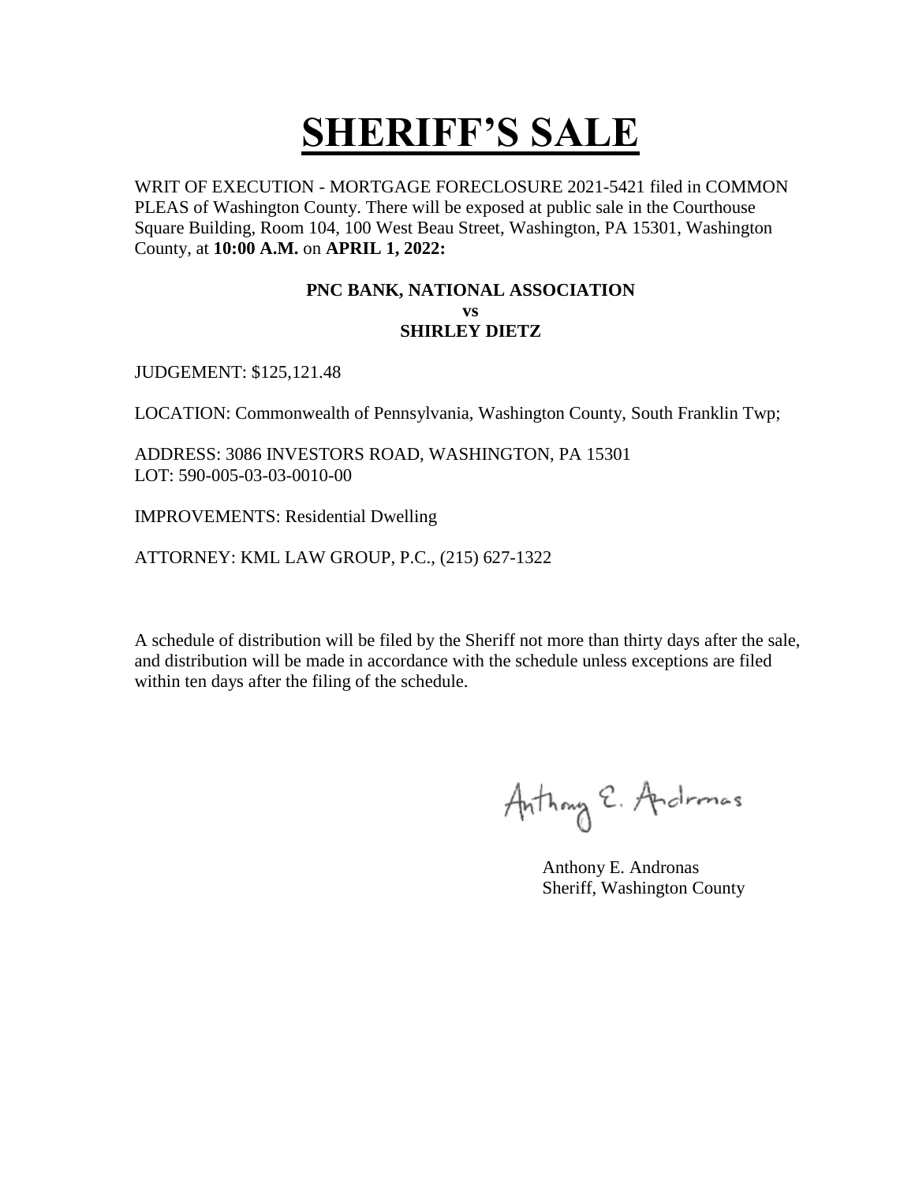# SHERIFF'S SALE

WRIT OF EXECUTION - MORTGAGE FORECLOSURE 2021-5421 filed in COMMON PLEAS of Washington County. There will be exposed at public sale in the Courthouse Square Building, Room 104, 100 West Beau Street, Washington, PA 15301, Washington County, at **10:00 A.M.** on **APRIL 1, 2022:**

**PNC BANK, NATIONAL ASSOCIATION**
**vs**
**SHIRLEY DIETZ**

JUDGEMENT: $125,121.48

LOCATION: Commonwealth of Pennsylvania, Washington County, South Franklin Twp;

ADDRESS: 3086 INVESTORS ROAD, WASHINGTON, PA 15301
LOT: 590-005-03-03-0010-00

IMPROVEMENTS: Residential Dwelling

ATTORNEY: KML LAW GROUP, P.C., (215) 627-1322

A schedule of distribution will be filed by the Sheriff not more than thirty days after the sale, and distribution will be made in accordance with the schedule unless exceptions are filed within ten days after the filing of the schedule.

Anthony E. Andronas
Sheriff, Washington County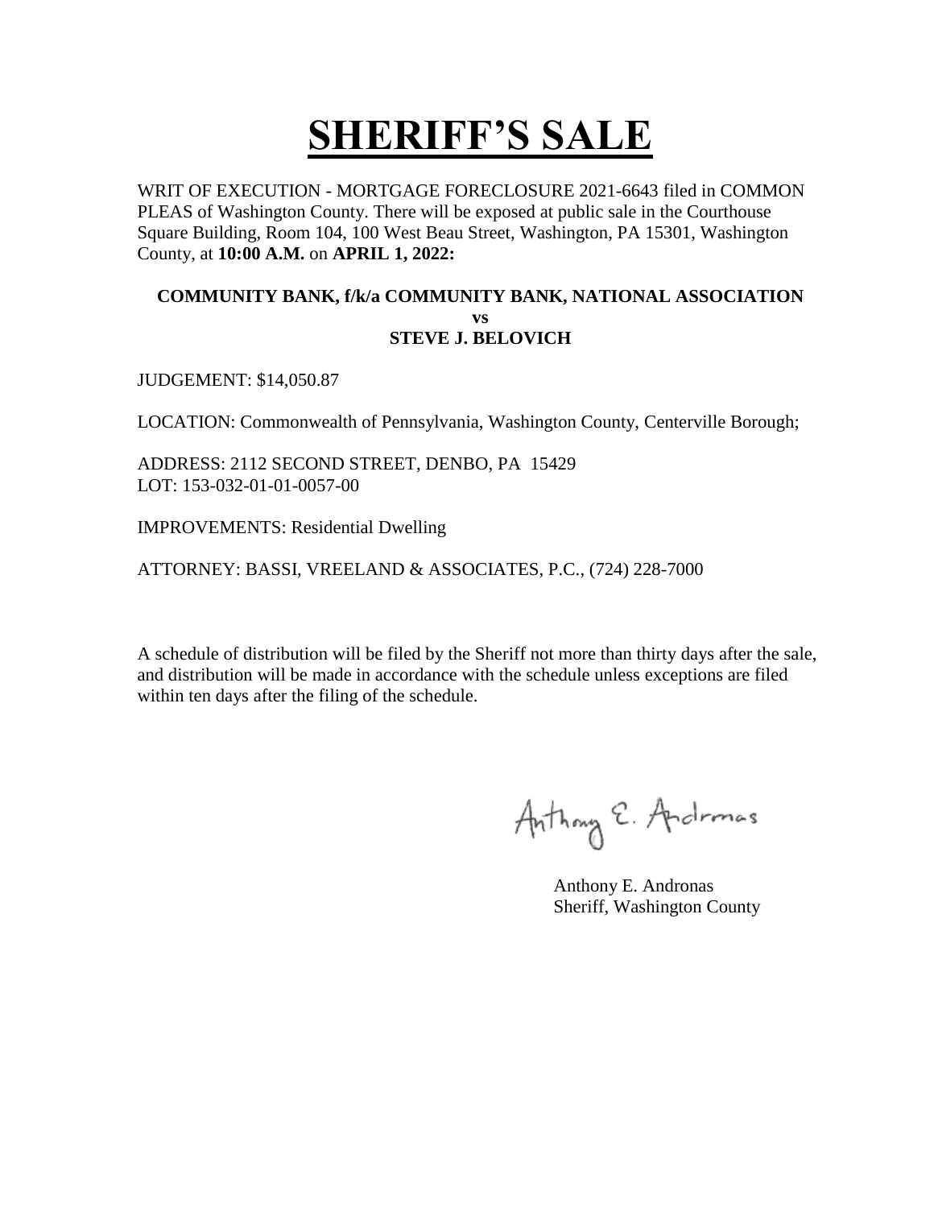# SHERIFF'S SALE

WRIT OF EXECUTION - MORTGAGE FORECLOSURE 2021-6643 filed in COMMON PLEAS of Washington County. There will be exposed at public sale in the Courthouse Square Building, Room 104, 100 West Beau Street, Washington, PA 15301, Washington County, at **10:00 A.M.** on **APRIL 1, 2022:**

**COMMUNITY BANK, f/k/a COMMUNITY BANK, NATIONAL ASSOCIATION**
**vs**
**STEVE J. BELOVICH**

JUDGEMENT: $14,050.87

LOCATION: Commonwealth of Pennsylvania, Washington County, Centerville Borough;

ADDRESS: 2112 SECOND STREET, DENBO, PA 15429
LOT: 153-032-01-01-0057-00

IMPROVEMENTS: Residential Dwelling

ATTORNEY: BASSI, VREELAND & ASSOCIATES, P.C., (724) 228-7000

A schedule of distribution will be filed by the Sheriff not more than thirty days after the sale, and distribution will be made in accordance with the schedule unless exceptions are filed within ten days after the filing of the schedule.

Anthony E. Andronas

Anthony E. Andronas
Sheriff, Washington County